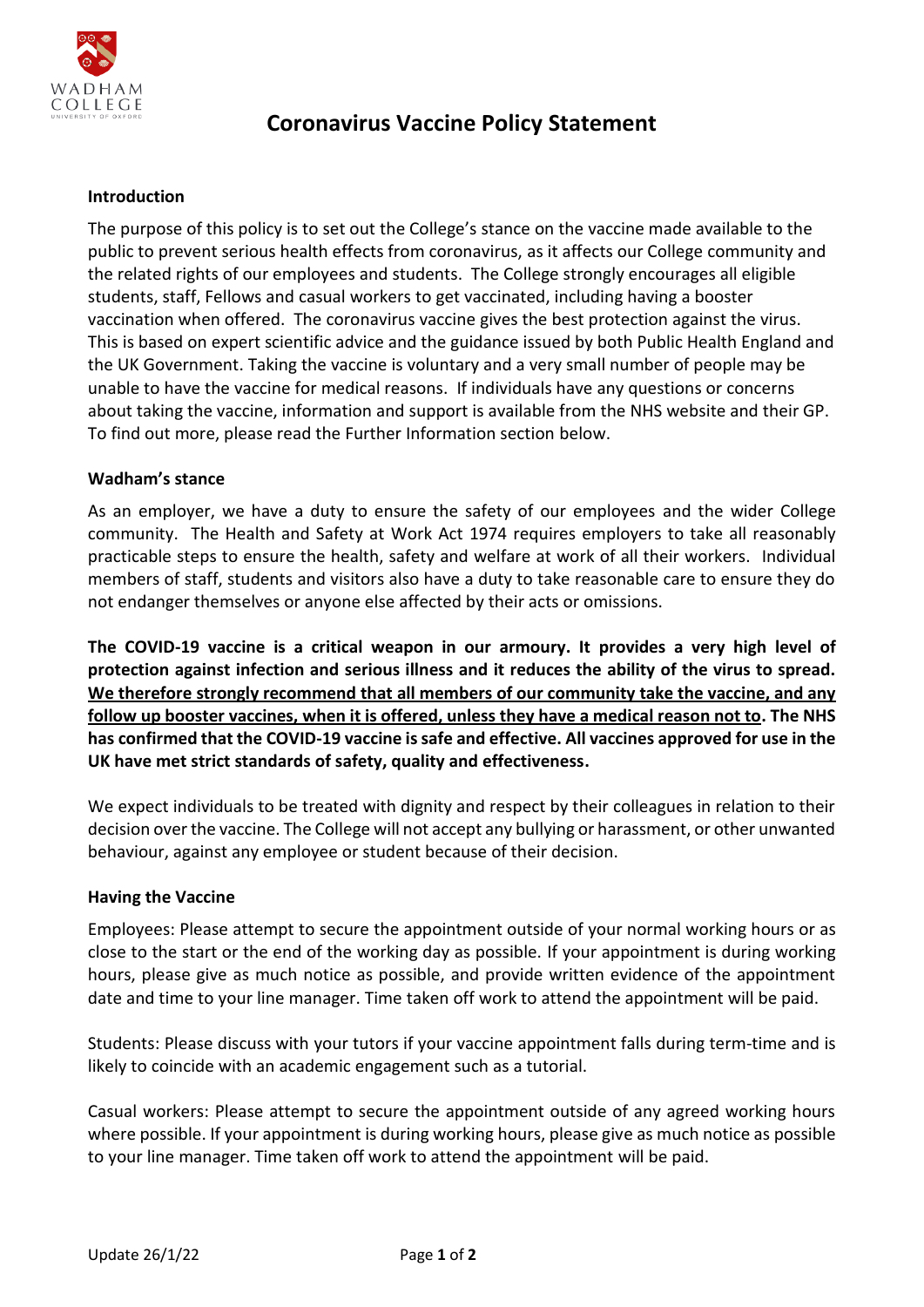# Coronavirus Vaccine Policy Statement

**Introduction**

The purpose of this policy is to set out the College's stance on the vaccine made available to the public to prevent serious health effects from coronavirus, as it affects our College community and the related rights of our employees and students. The College strongly encourages all eligible students, staff, Fellows and casual workers to get vaccinated, including having a booster vaccination when offered. The coronavirus vaccine gives the best protection against the virus. This is based on expert scientific advice and the guidance issued by both Public Health England and the UK Government. Taking the vaccine is voluntary and a very small number of people may be unable to have the vaccine for medical reasons. If individuals have any questions or concerns about taking the vaccine, information and support is available from the NHS website and their GP. To find out more, please read the Further Information section below.

**Wadham's stance**

As an employer, we have a duty to ensure the safety of our employees and the wider College community. The Health and Safety at Work Act 1974 requires employers to take all reasonably practicable steps to ensure the health, safety and welfare at work of all their workers. Individual members of staff, students and visitors also have a duty to take reasonable care to ensure they do not endanger themselves or anyone else affected by their acts or omissions.

**The COVID-19 vaccine is a critical weapon in our armoury. It provides a very high level of protection against infection and serious illness and it reduces the ability of the virus to spread. <u>We therefore strongly recommend that all members of our community take the vaccine, and any follow up booster vaccines, when it is offered, unless they have a medical reason not to</u>. The NHS has confirmed that the COVID-19 vaccine is safe and effective. All vaccines approved for use in the UK have met strict standards of safety, quality and effectiveness.**

We expect individuals to be treated with dignity and respect by their colleagues in relation to their decision over the vaccine. The College will not accept any bullying or harassment, or other unwanted behaviour, against any employee or student because of their decision.

**Having the Vaccine**

Employees: Please attempt to secure the appointment outside of your normal working hours or as close to the start or the end of the working day as possible. If your appointment is during working hours, please give as much notice as possible, and provide written evidence of the appointment date and time to your line manager. Time taken off work to attend the appointment will be paid.

Students: Please discuss with your tutors if your vaccine appointment falls during term-time and is likely to coincide with an academic engagement such as a tutorial.

Casual workers: Please attempt to secure the appointment outside of any agreed working hours where possible. If your appointment is during working hours, please give as much notice as possible to your line manager. Time taken off work to attend the appointment will be paid.

Update 26/1/22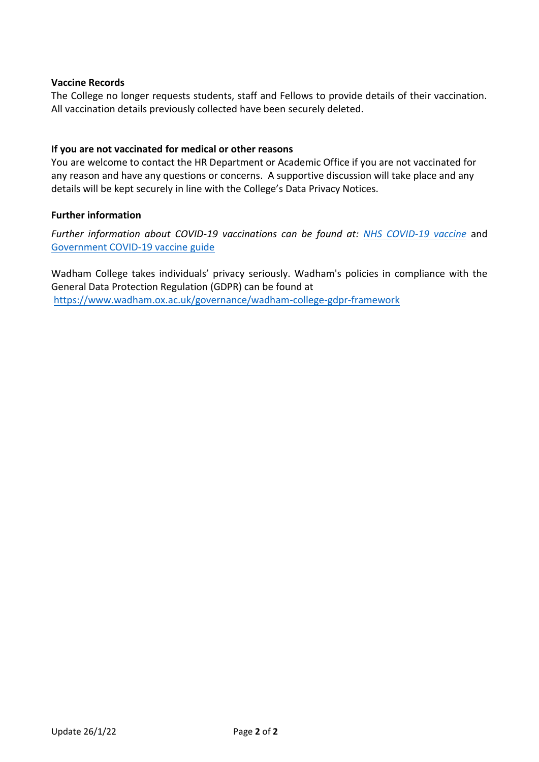**Vaccine Records**

The College no longer requests students, staff and Fellows to provide details of their vaccination. All vaccination details previously collected have been securely deleted.

**If you are not vaccinated for medical or other reasons**

You are welcome to contact the HR Department or Academic Office if you are not vaccinated for any reason and have any questions or concerns. A supportive discussion will take place and any details will be kept securely in line with the College's Data Privacy Notices.

**Further information**

*Further information about COVID-19 vaccinations can be found at: NHS COVID-19 vaccine* and Government COVID-19 vaccine guide

Wadham College takes individuals' privacy seriously. Wadham's policies in compliance with the General Data Protection Regulation (GDPR) can be found at https://www.wadham.ox.ac.uk/governance/wadham-college-gdpr-framework

Update 26/1/22